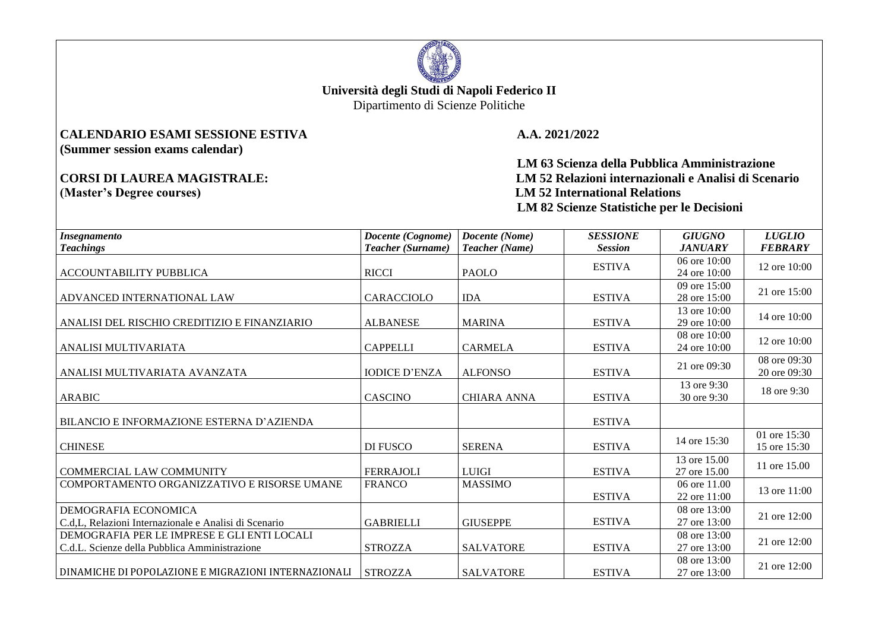**Università degli Studi di Napoli Federico II**
Dipartimento di Scienze Politiche

**CALENDARIO ESAMI SESSIONE ESTIVA** **A.A. 2021/2022**
**(Summer session exams calendar)**

**CORSI DI LAUREA MAGISTRALE:**
**(Master's Degree courses)**

**LM 63 Scienza della Pubblica Amministrazione**
**LM 52 Relazioni internazionali e Analisi di Scenario**
**LM 52 International Relations**
**LM 82 Scienze Statistiche per le Decisioni**

| *Insegnamento* *Teachings* | *Docente (Cognome)* *Teacher (Surname)* | *Docente (Nome)* *Teacher (Name)* | *SESSIONE* *Session* | *GIUGNO* *JANUARY* | *LUGLIO* *FEBRARY* |
|---|---|---|---|---|---|
| ACCOUNTABILITY PUBBLICA | RICCI | PAOLO | ESTIVA | 06 ore 10:00 24 ore 10:00 | 12 ore 10:00 |
| ADVANCED INTERNATIONAL LAW | CARACCIOLO | IDA | ESTIVA | 09 ore 15:00 28 ore 15:00 | 21 ore 15:00 |
| ANALISI DEL RISCHIO CREDITIZIO E FINANZIARIO | ALBANESE | MARINA | ESTIVA | 13 ore 10:00 29 ore 10:00 | 14 ore 10:00 |
| ANALISI MULTIVARIATA | CAPPELLI | CARMELA | ESTIVA | 08 ore 10:00 24 ore 10:00 | 12 ore 10:00 |
| ANALISI MULTIVARIATA AVANZATA | IODICE D'ENZA | ALFONSO | ESTIVA | 21 ore 09:30 | 08 ore 09:30 20 ore 09:30 |
| ARABIC | CASCINO | CHIARA ANNA | ESTIVA | 13 ore 9:30 30 ore 9:30 | 18 ore 9:30 |
| BILANCIO E INFORMAZIONE ESTERNA D'AZIENDA | | | ESTIVA | | |
| CHINESE | DI FUSCO | SERENA | ESTIVA | 14 ore 15:30 | 01 ore 15:30 15 ore 15:30 |
| COMMERCIAL LAW COMMUNITY | FERRAJOLI | LUIGI | ESTIVA | 13 ore 15.00 27 ore 15.00 | 11 ore 15.00 |
| COMPORTAMENTO ORGANIZZATIVO E RISORSE UMANE | FRANCO | MASSIMO | ESTIVA | 06 ore 11.00 22 ore 11:00 | 13 ore 11:00 |
| DEMOGRAFIA ECONOMICA C.d,L, Relazioni Internazionale e Analisi di Scenario | GABRIELLI | GIUSEPPE | ESTIVA | 08 ore 13:00 27 ore 13:00 | 21 ore 12:00 |
| DEMOGRAFIA PER LE IMPRESE E GLI ENTI LOCALI C.d.L. Scienze della Pubblica Amministrazione | STROZZA | SALVATORE | ESTIVA | 08 ore 13:00 27 ore 13:00 | 21 ore 12:00 |
| DINAMICHE DI POPOLAZIONE E MIGRAZIONI INTERNAZIONALI | STROZZA | SALVATORE | ESTIVA | 08 ore 13:00 27 ore 13:00 | 21 ore 12:00 |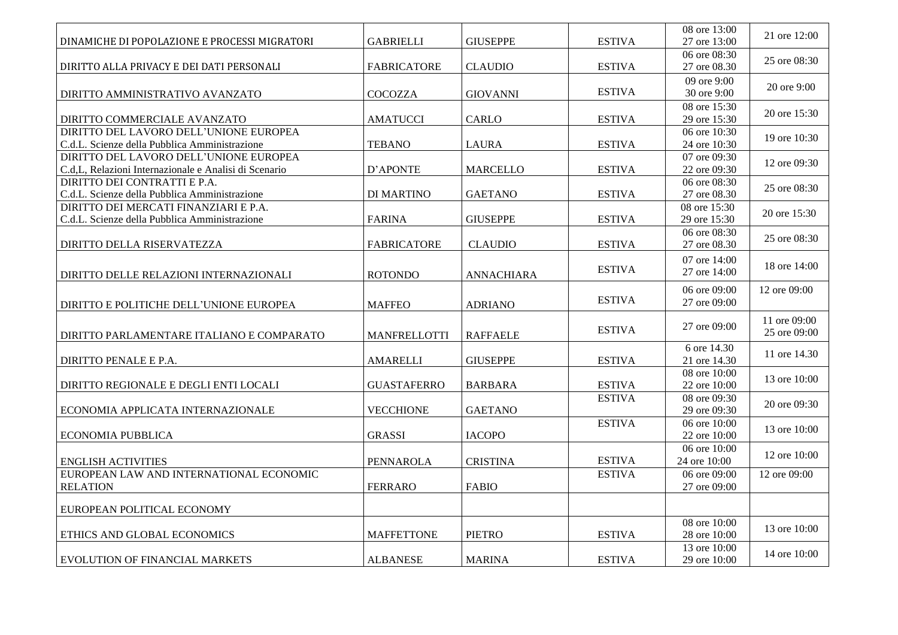| | | | | | |
|---|---|---|---|---|---|
| DINAMICHE DI POPOLAZIONE E PROCESSI MIGRATORI | GABRIELLI | GIUSEPPE | ESTIVA | 08 ore 13:00<br>27 ore 13:00 | 21 ore 12:00 |
| DIRITTO ALLA PRIVACY E DEI DATI PERSONALI | FABRICATORE | CLAUDIO | ESTIVA | 06 ore 08:30<br>27 ore 08.30 | 25 ore 08:30 |
| DIRITTO AMMINISTRATIVO AVANZATO | COCOZZA | GIOVANNI | ESTIVA | 09 ore 9:00<br>30 ore 9:00 | 20 ore 9:00 |
| DIRITTO COMMERCIALE AVANZATO | AMATUCCI | CARLO | ESTIVA | 08 ore 15:30<br>29 ore 15:30 | 20 ore 15:30 |
| DIRITTO DEL LAVORO DELL'UNIONE EUROPEA<br>C.d.L. Scienze della Pubblica Amministrazione | TEBANO | LAURA | ESTIVA | 06 ore 10:30<br>24 ore 10:30 | 19 ore 10:30 |
| DIRITTO DEL LAVORO DELL'UNIONE EUROPEA<br>C.d,L, Relazioni Internazionale e Analisi di Scenario | D'APONTE | MARCELLO | ESTIVA | 07 ore 09:30<br>22 ore 09:30 | 12 ore 09:30 |
| DIRITTO DEI CONTRATTI E P.A.<br>C.d.L. Scienze della Pubblica Amministrazione | DI MARTINO | GAETANO | ESTIVA | 06 ore 08:30<br>27 ore 08.30 | 25 ore 08:30 |
| DIRITTO DEI MERCATI FINANZIARI E P.A.<br>C.d.L. Scienze della Pubblica Amministrazione | FARINA | GIUSEPPE | ESTIVA | 08 ore 15:30<br>29 ore 15:30 | 20 ore 15:30 |
| DIRITTO DELLA RISERVATEZZA | FABRICATORE | CLAUDIO | ESTIVA | 06 ore 08:30<br>27 ore 08.30 | 25 ore 08:30 |
| DIRITTO DELLE RELAZIONI INTERNAZIONALI | ROTONDO | ANNACHIARA | ESTIVA | 07 ore 14:00<br>27 ore 14:00 | 18 ore 14:00 |
| DIRITTO E POLITICHE DELL'UNIONE EUROPEA | MAFFEO | ADRIANO | ESTIVA | 06 ore 09:00<br>27 ore 09:00 | 12 ore 09:00 |
| DIRITTO PARLAMENTARE ITALIANO E COMPARATO | MANFRELLOTTI | RAFFAELE | ESTIVA | 27 ore 09:00 | 11 ore 09:00<br>25 ore 09:00 |
| DIRITTO PENALE E P.A. | AMARELLI | GIUSEPPE | ESTIVA | 6 ore 14.30<br>21 ore 14.30 | 11 ore 14.30 |
| DIRITTO REGIONALE E DEGLI ENTI LOCALI | GUASTAFERRO | BARBARA | ESTIVA | 08 ore 10:00<br>22 ore 10:00 | 13 ore 10:00 |
| ECONOMIA APPLICATA INTERNAZIONALE | VECCHIONE | GAETANO | ESTIVA | 08 ore 09:30<br>29 ore 09:30 | 20 ore 09:30 |
| ECONOMIA PUBBLICA | GRASSI | IACOPO | ESTIVA | 06 ore 10:00<br>22 ore 10:00 | 13 ore 10:00 |
| ENGLISH ACTIVITIES | PENNAROLA | CRISTINA | ESTIVA | 06 ore 10:00<br>24 ore 10:00 | 12 ore 10:00 |
| EUROPEAN LAW AND INTERNATIONAL ECONOMIC RELATION | FERRARO | FABIO | ESTIVA | 06 ore 09:00<br>27 ore 09:00 | 12 ore 09:00 |
| EUROPEAN POLITICAL ECONOMY | | | | | |
| ETHICS AND GLOBAL ECONOMICS | MAFFETTONE | PIETRO | ESTIVA | 08 ore 10:00<br>28 ore 10:00 | 13 ore 10:00 |
| EVOLUTION OF FINANCIAL MARKETS | ALBANESE | MARINA | ESTIVA | 13 ore 10:00<br>29 ore 10:00 | 14 ore 10:00 |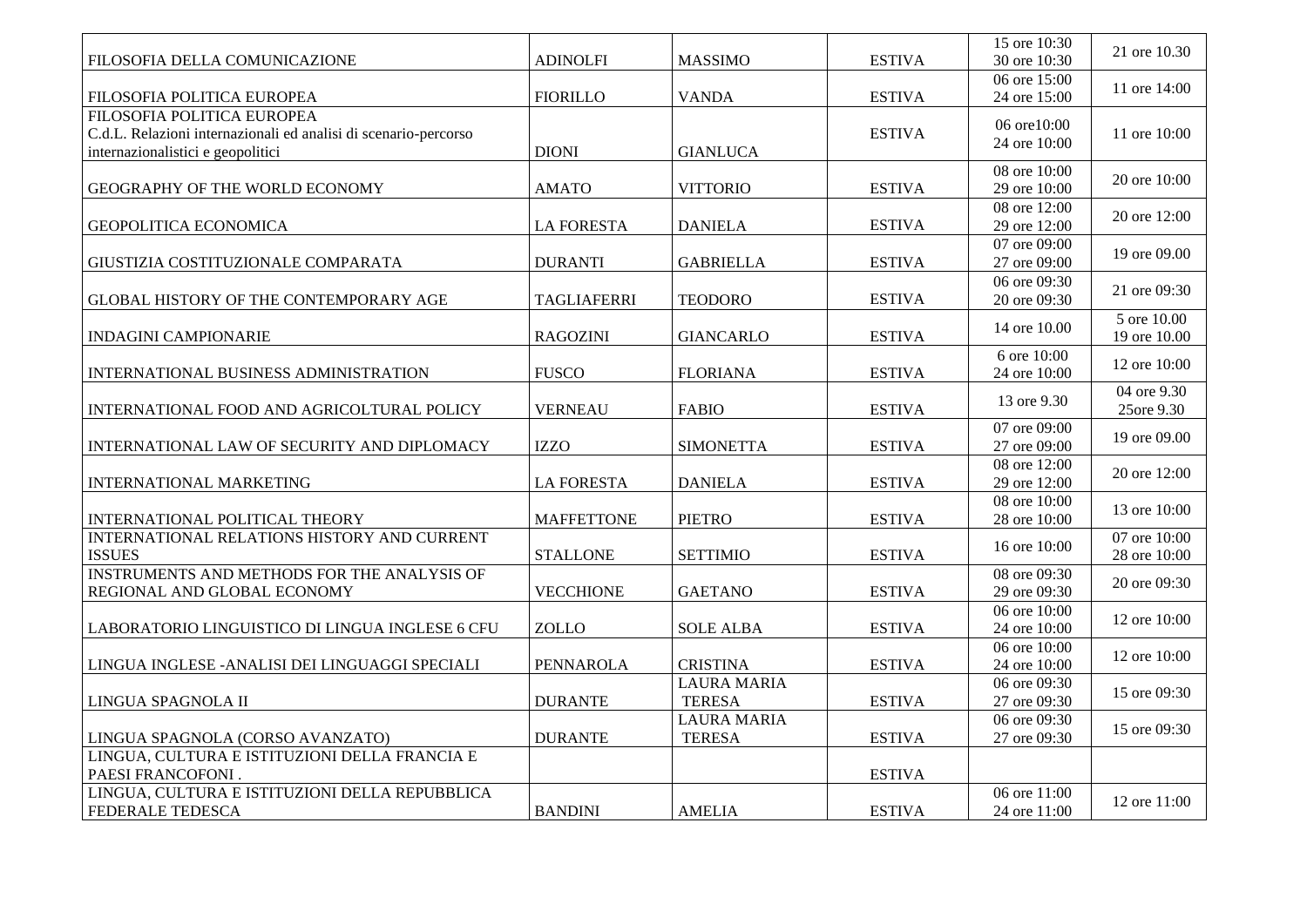| | | | | | |
|---|---|---|---|---|---|
| FILOSOFIA DELLA COMUNICAZIONE | ADINOLFI | MASSIMO | ESTIVA | 15 ore 10:30<br>30 ore 10:30 | 21 ore 10.30 |
| FILOSOFIA POLITICA EUROPEA | FIORILLO | VANDA | ESTIVA | 06 ore 15:00<br>24 ore 15:00 | 11 ore 14:00 |
| FILOSOFIA POLITICA EUROPEA<br>C.d.L. Relazioni internazionali ed analisi di scenario-percorso internazionalistici e geopolitici | DIONI | GIANLUCA | ESTIVA | 06 ore10:00<br>24 ore 10:00 | 11 ore 10:00 |
| GEOGRAPHY OF THE WORLD ECONOMY | AMATO | VITTORIO | ESTIVA | 08 ore 10:00<br>29 ore 10:00 | 20 ore 10:00 |
| GEOPOLITICA ECONOMICA | LA FORESTA | DANIELA | ESTIVA | 08 ore 12:00<br>29 ore 12:00 | 20 ore 12:00 |
| GIUSTIZIA COSTITUZIONALE COMPARATA | DURANTI | GABRIELLA | ESTIVA | 07 ore 09:00<br>27 ore 09:00 | 19 ore 09.00 |
| GLOBAL HISTORY OF THE CONTEMPORARY AGE | TAGLIAFERRI | TEODORO | ESTIVA | 06 ore 09:30<br>20 ore 09:30 | 21 ore 09:30 |
| INDAGINI CAMPIONARIE | RAGOZINI | GIANCARLO | ESTIVA | 14 ore 10.00 | 5 ore 10.00<br>19 ore 10.00 |
| INTERNATIONAL BUSINESS ADMINISTRATION | FUSCO | FLORIANA | ESTIVA | 6 ore 10:00<br>24 ore 10:00 | 12 ore 10:00 |
| INTERNATIONAL FOOD AND AGRICOLTURAL POLICY | VERNEAU | FABIO | ESTIVA | 13 ore 9.30 | 04 ore 9.30<br>25ore 9.30 |
| INTERNATIONAL LAW OF SECURITY AND DIPLOMACY | IZZO | SIMONETTA | ESTIVA | 07 ore 09:00<br>27 ore 09:00 | 19 ore 09.00 |
| INTERNATIONAL MARKETING | LA FORESTA | DANIELA | ESTIVA | 08 ore 12:00<br>29 ore 12:00 | 20 ore 12:00 |
| INTERNATIONAL POLITICAL THEORY | MAFFETTONE | PIETRO | ESTIVA | 08 ore 10:00<br>28 ore 10:00 | 13 ore 10:00 |
| INTERNATIONAL RELATIONS HISTORY AND CURRENT ISSUES | STALLONE | SETTIMIO | ESTIVA | 16 ore 10:00 | 07 ore 10:00<br>28 ore 10:00 |
| INSTRUMENTS AND METHODS FOR THE ANALYSIS OF REGIONAL AND GLOBAL ECONOMY | VECCHIONE | GAETANO | ESTIVA | 08 ore 09:30<br>29 ore 09:30 | 20 ore 09:30 |
| LABORATORIO LINGUISTICO DI LINGUA INGLESE 6 CFU | ZOLLO | SOLE ALBA | ESTIVA | 06 ore 10:00<br>24 ore 10:00 | 12 ore 10:00 |
| LINGUA INGLESE -ANALISI DEI LINGUAGGI SPECIALI | PENNAROLA | CRISTINA | ESTIVA | 06 ore 10:00<br>24 ore 10:00 | 12 ore 10:00 |
| LINGUA SPAGNOLA II | DURANTE | LAURA MARIA TERESA | ESTIVA | 06 ore 09:30<br>27 ore 09:30 | 15 ore 09:30 |
| LINGUA SPAGNOLA (CORSO AVANZATO) | DURANTE | LAURA MARIA TERESA | ESTIVA | 06 ore 09:30<br>27 ore 09:30 | 15 ore 09:30 |
| LINGUA, CULTURA E ISTITUZIONI DELLA FRANCIA E PAESI FRANCOFONI . | | | ESTIVA | | |
| LINGUA, CULTURA E ISTITUZIONI DELLA REPUBBLICA FEDERALE TEDESCA | BANDINI | AMELIA | ESTIVA | 06 ore 11:00<br>24 ore 11:00 | 12 ore 11:00 |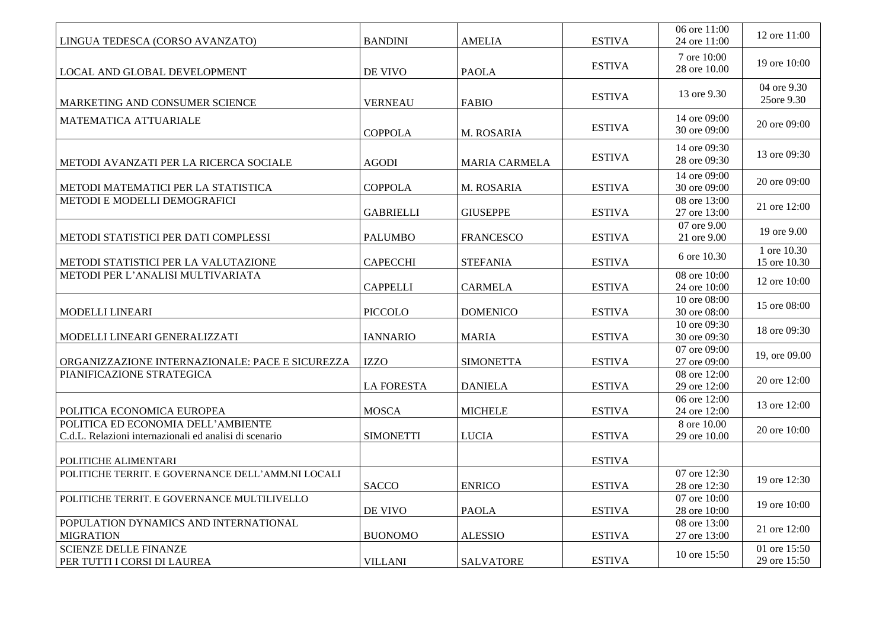| | | | | | |
|---|---|---|---|---|---|
| LINGUA TEDESCA (CORSO AVANZATO) | BANDINI | AMELIA | ESTIVA | 06 ore 11:00<br>24 ore 11:00 | 12 ore 11:00 |
| LOCAL AND GLOBAL DEVELOPMENT | DE VIVO | PAOLA | ESTIVA | 7 ore 10:00<br>28 ore 10.00 | 19 ore 10:00 |
| MARKETING AND CONSUMER SCIENCE | VERNEAU | FABIO | ESTIVA | 13 ore 9.30 | 04 ore 9.30<br>25ore 9.30 |
| MATEMATICA ATTUARIALE | COPPOLA | M. ROSARIA | ESTIVA | 14 ore 09:00<br>30 ore 09:00 | 20 ore 09:00 |
| METODI AVANZATI PER LA RICERCA SOCIALE | AGODI | MARIA CARMELA | ESTIVA | 14 ore 09:30<br>28 ore 09:30 | 13 ore 09:30 |
| METODI MATEMATICI PER LA STATISTICA | COPPOLA | M. ROSARIA | ESTIVA | 14 ore 09:00<br>30 ore 09:00 | 20 ore 09:00 |
| METODI E MODELLI DEMOGRAFICI | GABRIELLI | GIUSEPPE | ESTIVA | 08 ore 13:00<br>27 ore 13:00 | 21 ore 12:00 |
| METODI STATISTICI PER DATI COMPLESSI | PALUMBO | FRANCESCO | ESTIVA | 07 ore 9.00<br>21 ore 9.00 | 19 ore 9.00 |
| METODI STATISTICI PER LA VALUTAZIONE | CAPECCHI | STEFANIA | ESTIVA | 6 ore 10.30 | 1 ore 10.30<br>15 ore 10.30 |
| METODI PER L'ANALISI MULTIVARIATA | CAPPELLI | CARMELA | ESTIVA | 08 ore 10:00<br>24 ore 10:00 | 12 ore 10:00 |
| MODELLI LINEARI | PICCOLO | DOMENICO | ESTIVA | 10 ore 08:00<br>30 ore 08:00 | 15 ore 08:00 |
| MODELLI LINEARI GENERALIZZATI | IANNARIO | MARIA | ESTIVA | 10 ore 09:30<br>30 ore 09:30 | 18 ore 09:30 |
| ORGANIZZAZIONE INTERNAZIONALE: PACE E SICUREZZA | IZZO | SIMONETTA | ESTIVA | 07 ore 09:00<br>27 ore 09:00 | 19, ore 09.00 |
| PIANIFICAZIONE STRATEGICA | LA FORESTA | DANIELA | ESTIVA | 08 ore 12:00<br>29 ore 12:00 | 20 ore 12:00 |
| POLITICA ECONOMICA EUROPEA | MOSCA | MICHELE | ESTIVA | 06 ore 12:00<br>24 ore 12:00 | 13 ore 12:00 |
| POLITICA ED ECONOMIA DELL'AMBIENTE<br>C.d.L. Relazioni internazionali ed analisi di scenario | SIMONETTI | LUCIA | ESTIVA | 8 ore 10.00<br>29 ore 10.00 | 20 ore 10:00 |
| POLITICHE ALIMENTARI | | | ESTIVA | | |
| POLITICHE TERRIT. E GOVERNANCE DELL'AMM.NI LOCALI | SACCO | ENRICO | ESTIVA | 07 ore 12:30<br>28 ore 12:30 | 19 ore 12:30 |
| POLITICHE TERRIT. E GOVERNANCE MULTILIVELLO | DE VIVO | PAOLA | ESTIVA | 07 ore 10:00<br>28 ore 10:00 | 19 ore 10:00 |
| POPULATION DYNAMICS AND INTERNATIONAL MIGRATION | BUONOMO | ALESSIO | ESTIVA | 08 ore 13:00<br>27 ore 13:00 | 21 ore 12:00 |
| SCIENZE DELLE FINANZE<br>PER TUTTI I CORSI DI LAUREA | VILLANI | SALVATORE | ESTIVA | 10 ore 15:50 | 01 ore 15:50<br>29 ore 15:50 |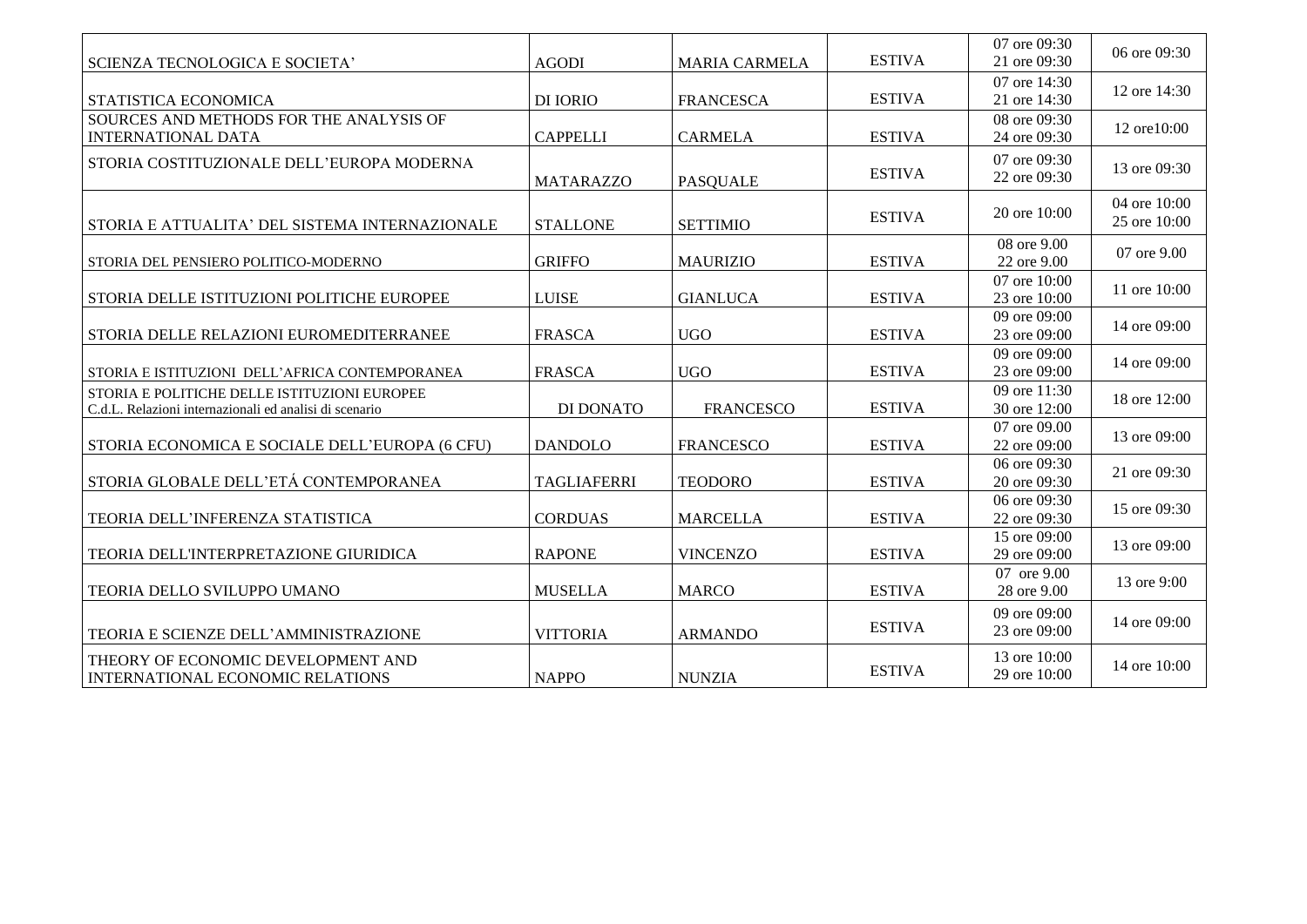| | | | | | |
|---|---|---|---|---|---|
| SCIENZA TECNOLOGICA E SOCIETA' | AGODI | MARIA CARMELA | ESTIVA | 07 ore 09:30<br>21 ore 09:30 | 06 ore 09:30 |
| STATISTICA ECONOMICA | DI IORIO | FRANCESCA | ESTIVA | 07 ore 14:30<br>21 ore 14:30 | 12 ore 14:30 |
| SOURCES AND METHODS FOR THE ANALYSIS OF INTERNATIONAL DATA | CAPPELLI | CARMELA | ESTIVA | 08 ore 09:30<br>24 ore 09:30 | 12 ore10:00 |
| STORIA COSTITUZIONALE DELL'EUROPA MODERNA | MATARAZZO | PASQUALE | ESTIVA | 07 ore 09:30<br>22 ore 09:30 | 13 ore 09:30 |
| STORIA E ATTUALITA' DEL SISTEMA INTERNAZIONALE | STALLONE | SETTIMIO | ESTIVA | 20 ore 10:00 | 04 ore 10:00<br>25 ore 10:00 |
| STORIA DEL PENSIERO POLITICO-MODERNO | GRIFFO | MAURIZIO | ESTIVA | 08 ore 9.00<br>22 ore 9.00 | 07 ore 9.00 |
| STORIA DELLE ISTITUZIONI POLITICHE EUROPEE | LUISE | GIANLUCA | ESTIVA | 07 ore 10:00<br>23 ore 10:00 | 11 ore 10:00 |
| STORIA DELLE RELAZIONI EUROMEDITERRANEE | FRASCA | UGO | ESTIVA | 09 ore 09:00<br>23 ore 09:00 | 14 ore 09:00 |
| STORIA E ISTITUZIONI DELL'AFRICA CONTEMPORANEA | FRASCA | UGO | ESTIVA | 09 ore 09:00<br>23 ore 09:00 | 14 ore 09:00 |
| STORIA E POLITICHE DELLE ISTITUZIONI EUROPEE<br>C.d.L. Relazioni internazionali ed analisi di scenario | DI DONATO | FRANCESCO | ESTIVA | 09 ore 11:30<br>30 ore 12:00 | 18 ore 12:00 |
| STORIA ECONOMICA E SOCIALE DELL'EUROPA (6 CFU) | DANDOLO | FRANCESCO | ESTIVA | 07 ore 09.00<br>22 ore 09:00 | 13 ore 09:00 |
| STORIA GLOBALE DELL'ETÁ CONTEMPORANEA | TAGLIAFERRI | TEODORO | ESTIVA | 06 ore 09:30<br>20 ore 09:30 | 21 ore 09:30 |
| TEORIA DELL'INFERENZA STATISTICA | CORDUAS | MARCELLA | ESTIVA | 06 ore 09:30<br>22 ore 09:30 | 15 ore 09:30 |
| TEORIA DELL'INTERPRETAZIONE GIURIDICA | RAPONE | VINCENZO | ESTIVA | 15 ore 09:00<br>29 ore 09:00 | 13 ore 09:00 |
| TEORIA DELLO SVILUPPO UMANO | MUSELLA | MARCO | ESTIVA | 07 ore 9.00<br>28 ore 9.00 | 13 ore 9:00 |
| TEORIA E SCIENZE DELL'AMMINISTRAZIONE | VITTORIA | ARMANDO | ESTIVA | 09 ore 09:00<br>23 ore 09:00 | 14 ore 09:00 |
| THEORY OF ECONOMIC DEVELOPMENT AND INTERNATIONAL ECONOMIC RELATIONS | NAPPO | NUNZIA | ESTIVA | 13 ore 10:00<br>29 ore 10:00 | 14 ore 10:00 |